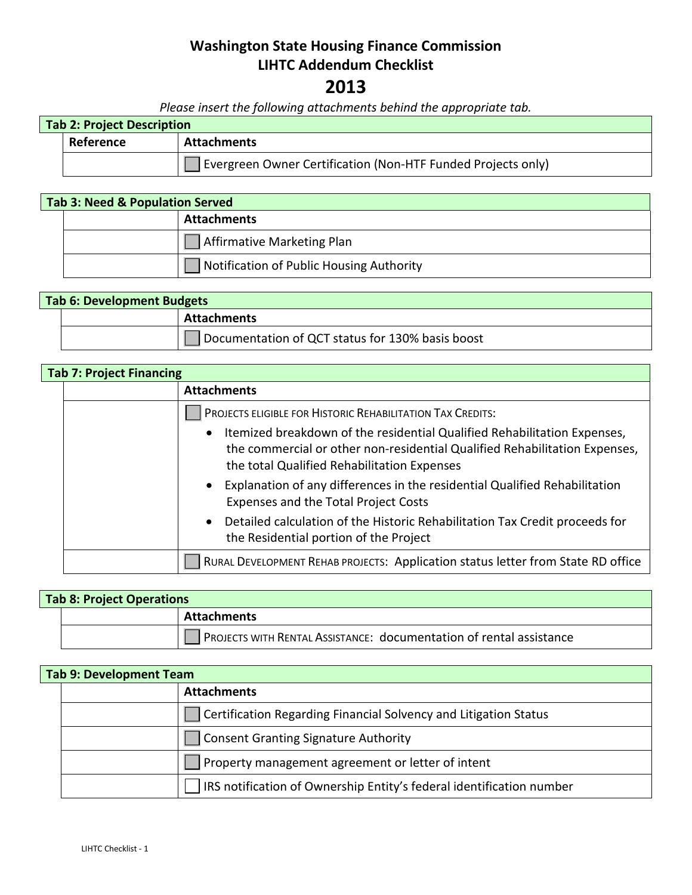# Washington State Housing Finance Commission
## LIHTC Addendum Checklist
## 2013

*Please insert the following attachments behind the appropriate tab.*

**Tab 2: Project Description**

| Reference | Attachments |
|---|---|
| | ☐ Evergreen Owner Certification (Non-HTF Funded Projects only) |

**Tab 3: Need & Population Served**

| | Attachments |
|---|---|
| | ☐ Affirmative Marketing Plan |
| | ☐ Notification of Public Housing Authority |

**Tab 6: Development Budgets**

| | Attachments |
|---|---|
| | ☐ Documentation of QCT status for 130% basis boost |

**Tab 7: Project Financing**

| | Attachments |
|---|---|
| | ☐ PROJECTS ELIGIBLE FOR HISTORIC REHABILITATION TAX CREDITS:<br>• Itemized breakdown of the residential Qualified Rehabilitation Expenses, the commercial or other non-residential Qualified Rehabilitation Expenses, the total Qualified Rehabilitation Expenses<br>• Explanation of any differences in the residential Qualified Rehabilitation Expenses and the Total Project Costs<br>• Detailed calculation of the Historic Rehabilitation Tax Credit proceeds for the Residential portion of the Project |
| | ☐ RURAL DEVELOPMENT REHAB PROJECTS: Application status letter from State RD office |

**Tab 8: Project Operations**

| | Attachments |
|---|---|
| | ☐ PROJECTS WITH RENTAL ASSISTANCE: documentation of rental assistance |

**Tab 9: Development Team**

| | Attachments |
|---|---|
| | ☐ Certification Regarding Financial Solvency and Litigation Status |
| | ☐ Consent Granting Signature Authority |
| | ☐ Property management agreement or letter of intent |
| | ☐ IRS notification of Ownership Entity's federal identification number |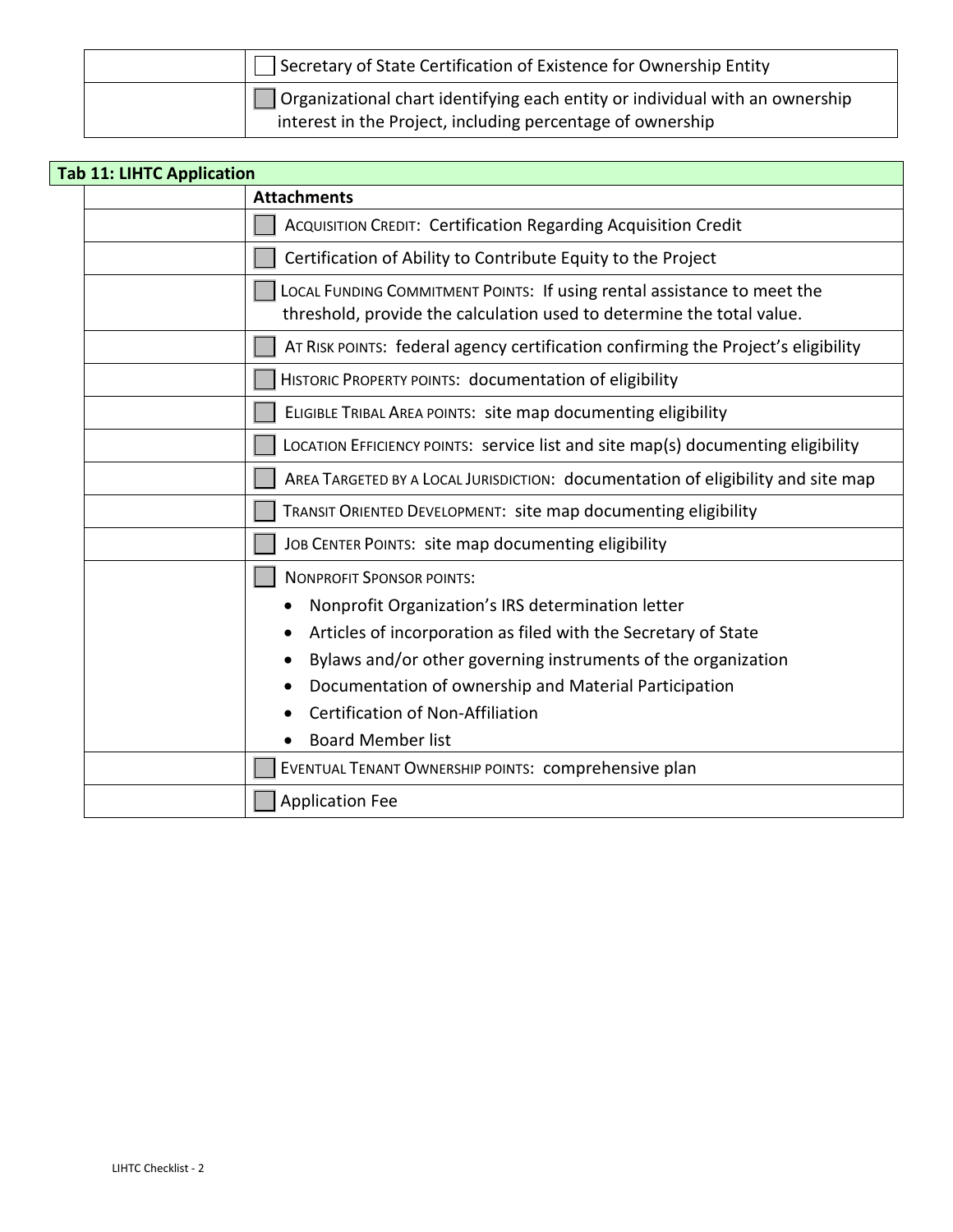| | |
|---|---|
| | ☐ Secretary of State Certification of Existence for Ownership Entity |
| | ☐ Organizational chart identifying each entity or individual with an ownership interest in the Project, including percentage of ownership |

| Tab 11: LIHTC Application | |
|---|---|
| | **Attachments** |
| | ☐ ACQUISITION CREDIT: Certification Regarding Acquisition Credit |
| | ☐ Certification of Ability to Contribute Equity to the Project |
| | ☐ LOCAL FUNDING COMMITMENT POINTS: If using rental assistance to meet the threshold, provide the calculation used to determine the total value. |
| | ☐ AT RISK POINTS: federal agency certification confirming the Project's eligibility |
| | ☐ HISTORIC PROPERTY POINTS: documentation of eligibility |
| | ☐ ELIGIBLE TRIBAL AREA POINTS: site map documenting eligibility |
| | ☐ LOCATION EFFICIENCY POINTS: service list and site map(s) documenting eligibility |
| | ☐ AREA TARGETED BY A LOCAL JURISDICTION: documentation of eligibility and site map |
| | ☐ TRANSIT ORIENTED DEVELOPMENT: site map documenting eligibility |
| | ☐ JOB CENTER POINTS: site map documenting eligibility |
| | ☐ NONPROFIT SPONSOR POINTS:<br>• Nonprofit Organization's IRS determination letter<br>• Articles of incorporation as filed with the Secretary of State<br>• Bylaws and/or other governing instruments of the organization<br>• Documentation of ownership and Material Participation<br>• Certification of Non-Affiliation<br>• Board Member list |
| | ☐ EVENTUAL TENANT OWNERSHIP POINTS: comprehensive plan |
| | ☐ Application Fee |